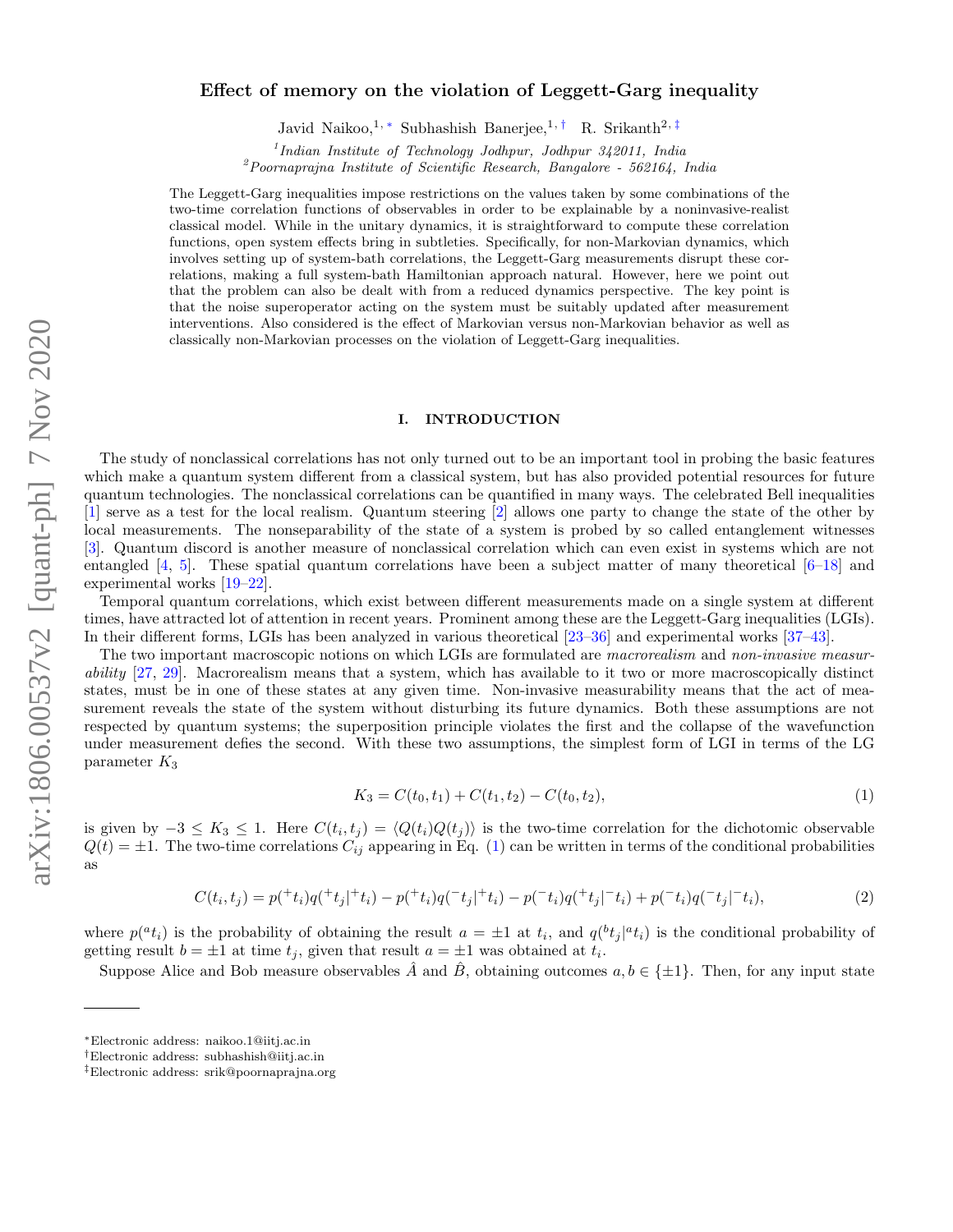# Effect of memory on the violation of Leggett-Garg inequality

Javid Naikoo,[1,*] Subhashish Banerjee,[1,†] R. Srikanth[2,‡]

[1]Indian Institute of Technology Jodhpur, Jodhpur 342011, India
[2]Poornaprajna Institute of Scientific Research, Bangalore - 562164, India

The Leggett-Garg inequalities impose restrictions on the values taken by some combinations of the two-time correlation functions of observables in order to be explainable by a noninvasive-realist classical model. While in the unitary dynamics, it is straightforward to compute these correlation functions, open system effects bring in subtleties. Specifically, for non-Markovian dynamics, which involves setting up of system-bath correlations, the Leggett-Garg measurements disrupt these correlations, making a full system-bath Hamiltonian approach natural. However, here we point out that the problem can also be dealt with from a reduced dynamics perspective. The key point is that the noise superoperator acting on the system must be suitably updated after measurement interventions. Also considered is the effect of Markovian versus non-Markovian behavior as well as classically non-Markovian processes on the violation of Leggett-Garg inequalities.

## I. INTRODUCTION

The study of nonclassical correlations has not only turned out to be an important tool in probing the basic features which make a quantum system different from a classical system, but has also provided potential resources for future quantum technologies. The nonclassical correlations can be quantified in many ways. The celebrated Bell inequalities [1] serve as a test for the local realism. Quantum steering [2] allows one party to change the state of the other by local measurements. The nonseparability of the state of a system is probed by so called entanglement witnesses [3]. Quantum discord is another measure of nonclassical correlation which can even exist in systems which are not entangled [4, 5]. These spatial quantum correlations have been a subject matter of many theoretical [6–18] and experimental works [19–22].

Temporal quantum correlations, which exist between different measurements made on a single system at different times, have attracted lot of attention in recent years. Prominent among these are the Leggett-Garg inequalities (LGIs). In their different forms, LGIs has been analyzed in various theoretical [23–36] and experimental works [37–43].

The two important macroscopic notions on which LGIs are formulated are *macrorealism* and *non-invasive measurability* [27, 29]. Macrorealism means that a system, which has available to it two or more macroscopically distinct states, must be in one of these states at any given time. Non-invasive measurability means that the act of measurement reveals the state of the system without disturbing its future dynamics. Both these assumptions are not respected by quantum systems; the superposition principle violates the first and the collapse of the wavefunction under measurement defies the second. With these two assumptions, the simplest form of LGI in terms of the LG parameter $K_3$

$$K_3 = C(t_0, t_1) + C(t_1, t_2) - C(t_0, t_2), \tag{1}$$

is given by $-3 \leq K_3 \leq 1$. Here $C(t_i, t_j) = \langle Q(t_i) Q(t_j) \rangle$ is the two-time correlation for the dichotomic observable $Q(t) = \pm 1$. The two-time correlations $C_{ij}$ appearing in Eq. (1) can be written in terms of the conditional probabilities as

$$C(t_i, t_j) = p(^{+}t_i) q(^{+}t_j|^{+}t_i) - p(^{+}t_i) q(^{-}t_j|^{+}t_i) - p(^{-}t_i) q(^{+}t_j|^{-}t_i) + p(^{-}t_i) q(^{-}t_j|^{-}t_i), \tag{2}$$

where $p(^{a}t_i)$ is the probability of obtaining the result $a = \pm 1$ at $t_i$, and $q(^{b}t_j|^{a}t_i)$ is the conditional probability of getting result $b = \pm 1$ at time $t_j$, given that result $a = \pm 1$ was obtained at $t_i$.

Suppose Alice and Bob measure observables $\hat{A}$ and $\hat{B}$, obtaining outcomes $a, b \in \{\pm 1\}$. Then, for any input state

---

*Electronic address: naikoo.1@iitj.ac.in
†Electronic address: subhashish@iitj.ac.in
‡Electronic address: srik@poornaprajna.org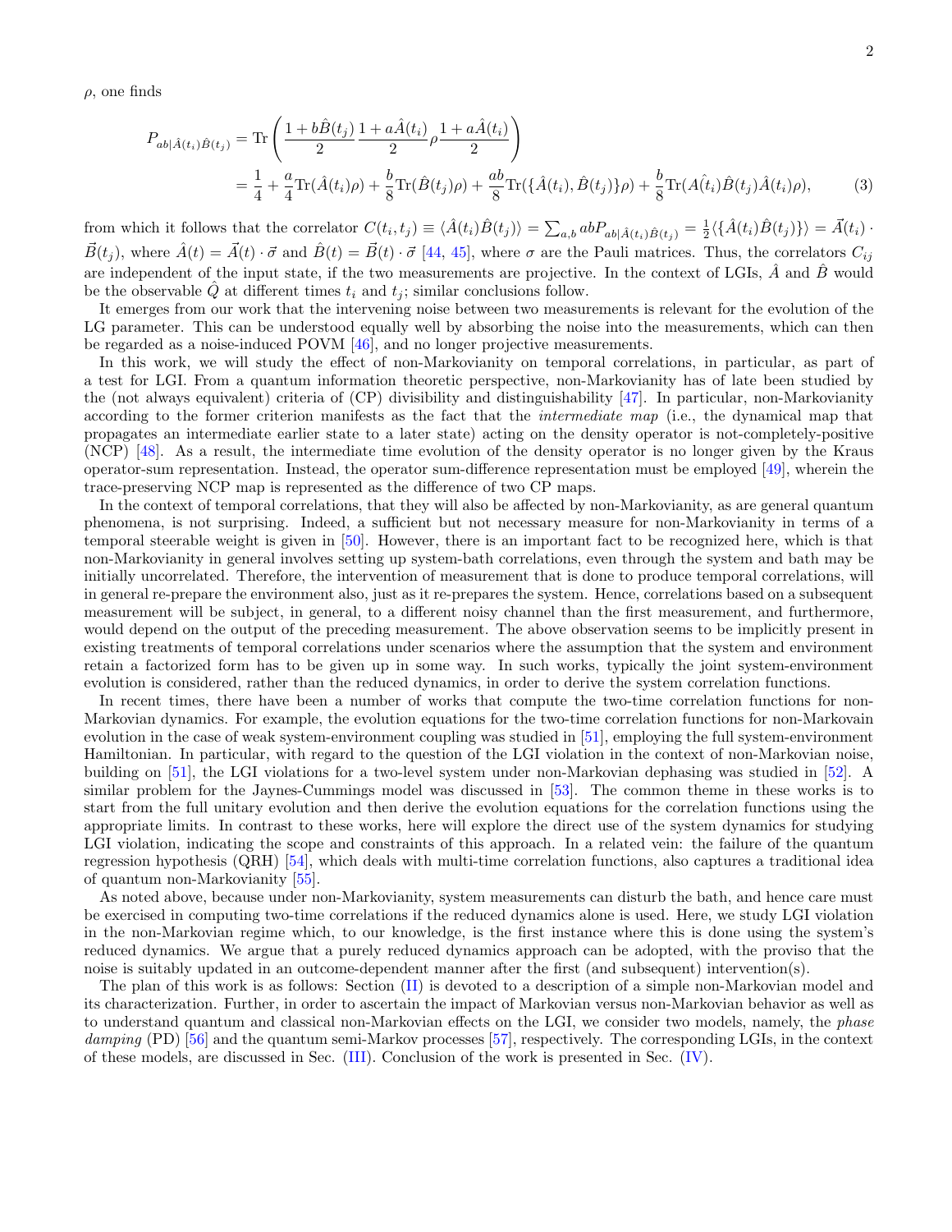$\rho$, one finds

$$
\begin{aligned}
P_{ab|\hat{A}(t_i)\hat{B}(t_j)} &= \mathrm{Tr}\left(\frac{1+b\hat{B}(t_j)}{2}\frac{1+a\hat{A}(t_i)}{2}\rho\frac{1+a\hat{A}(t_i)}{2}\right) \\
&= \frac{1}{4} + \frac{a}{4}\mathrm{Tr}(\hat{A}(t_i)\rho) + \frac{b}{8}\mathrm{Tr}(\hat{B}(t_j)\rho) + \frac{ab}{8}\mathrm{Tr}(\{\hat{A}(t_i),\hat{B}(t_j)\}\rho) + \frac{b}{8}\mathrm{Tr}(A(\hat{t_i})\hat{B}(t_j)\hat{A}(t_i)\rho),
\end{aligned} \tag{3}
$$

from which it follows that the correlator $C(t_i,t_j) \equiv \langle \hat{A}(t_i)\hat{B}(t_j)\rangle = \sum_{a,b} ab P_{ab|\hat{A}(t_i)\hat{B}(t_j)} = \frac{1}{2}\langle\{\hat{A}(t_i)\hat{B}(t_j)\}\rangle = \vec{A}(t_i)\cdot\vec{B}(t_j)$, where $\hat{A}(t) = \vec{A}(t)\cdot\vec{\sigma}$ and $\hat{B}(t) = \vec{B}(t)\cdot\vec{\sigma}$ [44, 45], where $\sigma$ are the Pauli matrices. Thus, the correlators $C_{ij}$ are independent of the input state, if the two measurements are projective. In the context of LGIs, $\hat{A}$ and $\hat{B}$ would be the observable $\hat{Q}$ at different times $t_i$ and $t_j$; similar conclusions follow.

It emerges from our work that the intervening noise between two measurements is relevant for the evolution of the LG parameter. This can be understood equally well by absorbing the noise into the measurements, which can then be regarded as a noise-induced POVM [46], and no longer projective measurements.

In this work, we will study the effect of non-Markovianity on temporal correlations, in particular, as part of a test for LGI. From a quantum information theoretic perspective, non-Markovianity has of late been studied by the (not always equivalent) criteria of (CP) divisibility and distinguishability [47]. In particular, non-Markovianity according to the former criterion manifests as the fact that the *intermediate map* (i.e., the dynamical map that propagates an intermediate earlier state to a later state) acting on the density operator is not-completely-positive (NCP) [48]. As a result, the intermediate time evolution of the density operator is no longer given by the Kraus operator-sum representation. Instead, the operator sum-difference representation must be employed [49], wherein the trace-preserving NCP map is represented as the difference of two CP maps.

In the context of temporal correlations, that they will also be affected by non-Markovianity, as are general quantum phenomena, is not surprising. Indeed, a sufficient but not necessary measure for non-Markovianity in terms of a temporal steerable weight is given in [50]. However, there is an important fact to be recognized here, which is that non-Markovianity in general involves setting up system-bath correlations, even through the system and bath may be initially uncorrelated. Therefore, the intervention of measurement that is done to produce temporal correlations, will in general re-prepare the environment also, just as it re-prepares the system. Hence, correlations based on a subsequent measurement will be subject, in general, to a different noisy channel than the first measurement, and furthermore, would depend on the output of the preceding measurement. The above observation seems to be implicitly present in existing treatments of temporal correlations under scenarios where the assumption that the system and environment retain a factorized form has to be given up in some way. In such works, typically the joint system-environment evolution is considered, rather than the reduced dynamics, in order to derive the system correlation functions.

In recent times, there have been a number of works that compute the two-time correlation functions for non-Markovian dynamics. For example, the evolution equations for the two-time correlation functions for non-Markovain evolution in the case of weak system-environment coupling was studied in [51], employing the full system-environment Hamiltonian. In particular, with regard to the question of the LGI violation in the context of non-Markovian noise, building on [51], the LGI violations for a two-level system under non-Markovian dephasing was studied in [52]. A similar problem for the Jaynes-Cummings model was discussed in [53]. The common theme in these works is to start from the full unitary evolution and then derive the evolution equations for the correlation functions using the appropriate limits. In contrast to these works, here will explore the direct use of the system dynamics for studying LGI violation, indicating the scope and constraints of this approach. In a related vein: the failure of the quantum regression hypothesis (QRH) [54], which deals with multi-time correlation functions, also captures a traditional idea of quantum non-Markovianity [55].

As noted above, because under non-Markovianity, system measurements can disturb the bath, and hence care must be exercised in computing two-time correlations if the reduced dynamics alone is used. Here, we study LGI violation in the non-Markovian regime which, to our knowledge, is the first instance where this is done using the system's reduced dynamics. We argue that a purely reduced dynamics approach can be adopted, with the proviso that the noise is suitably updated in an outcome-dependent manner after the first (and subsequent) intervention(s).

The plan of this work is as follows: Section (II) is devoted to a description of a simple non-Markovian model and its characterization. Further, in order to ascertain the impact of Markovian versus non-Markovian behavior as well as to understand quantum and classical non-Markovian effects on the LGI, we consider two models, namely, the *phase damping* (PD) [56] and the quantum semi-Markov processes [57], respectively. The corresponding LGIs, in the context of these models, are discussed in Sec. (III). Conclusion of the work is presented in Sec. (IV).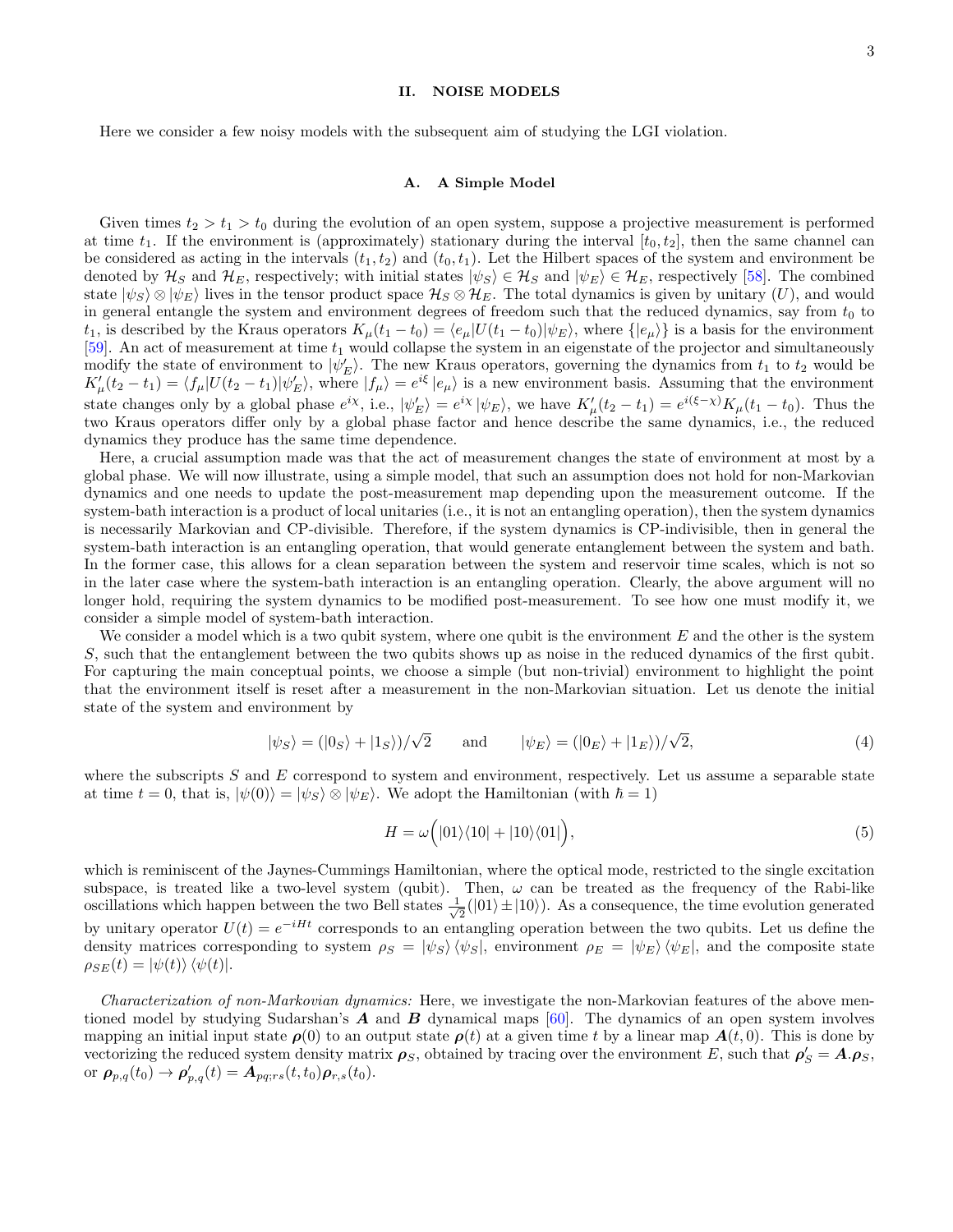## II. NOISE MODELS

Here we consider a few noisy models with the subsequent aim of studying the LGI violation.

### A. A Simple Model

Given times $t_2 > t_1 > t_0$ during the evolution of an open system, suppose a projective measurement is performed at time $t_1$. If the environment is (approximately) stationary during the interval $[t_0, t_2]$, then the same channel can be considered as acting in the intervals $(t_1, t_2)$ and $(t_0, t_1)$. Let the Hilbert spaces of the system and environment be denoted by $\mathcal{H}_S$ and $\mathcal{H}_E$, respectively; with initial states $|\psi_S\rangle \in \mathcal{H}_S$ and $|\psi_E\rangle \in \mathcal{H}_E$, respectively [58]. The combined state $|\psi_S\rangle \otimes |\psi_E\rangle$ lives in the tensor product space $\mathcal{H}_S \otimes \mathcal{H}_E$. The total dynamics is given by unitary ($U$), and would in general entangle the system and environment degrees of freedom such that the reduced dynamics, say from $t_0$ to $t_1$, is described by the Kraus operators $K_\mu(t_1 - t_0) = \langle e_\mu | U(t_1 - t_0) | \psi_E \rangle$, where $\{|e_\mu\rangle\}$ is a basis for the environment [59]. An act of measurement at time $t_1$ would collapse the system in an eigenstate of the projector and simultaneously modify the state of environment to $|\psi'_E\rangle$. The new Kraus operators, governing the dynamics from $t_1$ to $t_2$ would be $K'_\mu(t_2 - t_1) = \langle f_\mu | U(t_2 - t_1) | \psi'_E \rangle$, where $|f_\mu\rangle = e^{i\xi} |e_\mu\rangle$ is a new environment basis. Assuming that the environment state changes only by a global phase $e^{i\chi}$, i.e., $|\psi'_E\rangle = e^{i\chi} |\psi_E\rangle$, we have $K'_\mu(t_2 - t_1) = e^{i(\xi - \chi)} K_\mu(t_1 - t_0)$. Thus the two Kraus operators differ only by a global phase factor and hence describe the same dynamics, i.e., the reduced dynamics they produce has the same time dependence.

Here, a crucial assumption made was that the act of measurement changes the state of environment at most by a global phase. We will now illustrate, using a simple model, that such an assumption does not hold for non-Markovian dynamics and one needs to update the post-measurement map depending upon the measurement outcome. If the system-bath interaction is a product of local unitaries (i.e., it is not an entangling operation), then the system dynamics is necessarily Markovian and CP-divisible. Therefore, if the system dynamics is CP-indivisible, then in general the system-bath interaction is an entangling operation, that would generate entanglement between the system and bath. In the former case, this allows for a clean separation between the system and reservoir time scales, which is not so in the later case where the system-bath interaction is an entangling operation. Clearly, the above argument will no longer hold, requiring the system dynamics to be modified post-measurement. To see how one must modify it, we consider a simple model of system-bath interaction.

We consider a model which is a two qubit system, where one qubit is the environment $E$ and the other is the system $S$, such that the entanglement between the two qubits shows up as noise in the reduced dynamics of the first qubit. For capturing the main conceptual points, we choose a simple (but non-trivial) environment to highlight the point that the environment itself is reset after a measurement in the non-Markovian situation. Let us denote the initial state of the system and environment by

$$|\psi_S\rangle = (|0_S\rangle + |1_S\rangle)/\sqrt{2} \qquad \text{and} \qquad |\psi_E\rangle = (|0_E\rangle + |1_E\rangle)/\sqrt{2}, \tag{4}$$

where the subscripts $S$ and $E$ correspond to system and environment, respectively. Let us assume a separable state at time $t = 0$, that is, $|\psi(0)\rangle = |\psi_S\rangle \otimes |\psi_E\rangle$. We adopt the Hamiltonian (with $\hbar = 1$)

$$H = \omega\Big(|01\rangle\langle 10| + |10\rangle\langle 01|\Big), \tag{5}$$

which is reminiscent of the Jaynes-Cummings Hamiltonian, where the optical mode, restricted to the single excitation subspace, is treated like a two-level system (qubit). Then, $\omega$ can be treated as the frequency of the Rabi-like oscillations which happen between the two Bell states $\frac{1}{\sqrt{2}}(|01\rangle \pm |10\rangle)$. As a consequence, the time evolution generated by unitary operator $U(t) = e^{-iHt}$ corresponds to an entangling operation between the two qubits. Let us define the density matrices corresponding to system $\rho_S = |\psi_S\rangle\langle\psi_S|$, environment $\rho_E = |\psi_E\rangle\langle\psi_E|$, and the composite state $\rho_{SE}(t) = |\psi(t)\rangle\langle\psi(t)|$.

*Characterization of non-Markovian dynamics:* Here, we investigate the non-Markovian features of the above mentioned model by studying Sudarshan's $\boldsymbol{A}$ and $\boldsymbol{B}$ dynamical maps [60]. The dynamics of an open system involves mapping an initial input state $\boldsymbol{\rho}(0)$ to an output state $\boldsymbol{\rho}(t)$ at a given time $t$ by a linear map $\boldsymbol{A}(t, 0)$. This is done by vectorizing the reduced system density matrix $\boldsymbol{\rho}_S$, obtained by tracing over the environment $E$, such that $\boldsymbol{\rho}'_S = \boldsymbol{A}.\boldsymbol{\rho}_S$, or $\boldsymbol{\rho}_{p,q}(t_0) \to \boldsymbol{\rho}'_{p,q}(t) = \boldsymbol{A}_{pq;rs}(t, t_0)\boldsymbol{\rho}_{r,s}(t_0)$.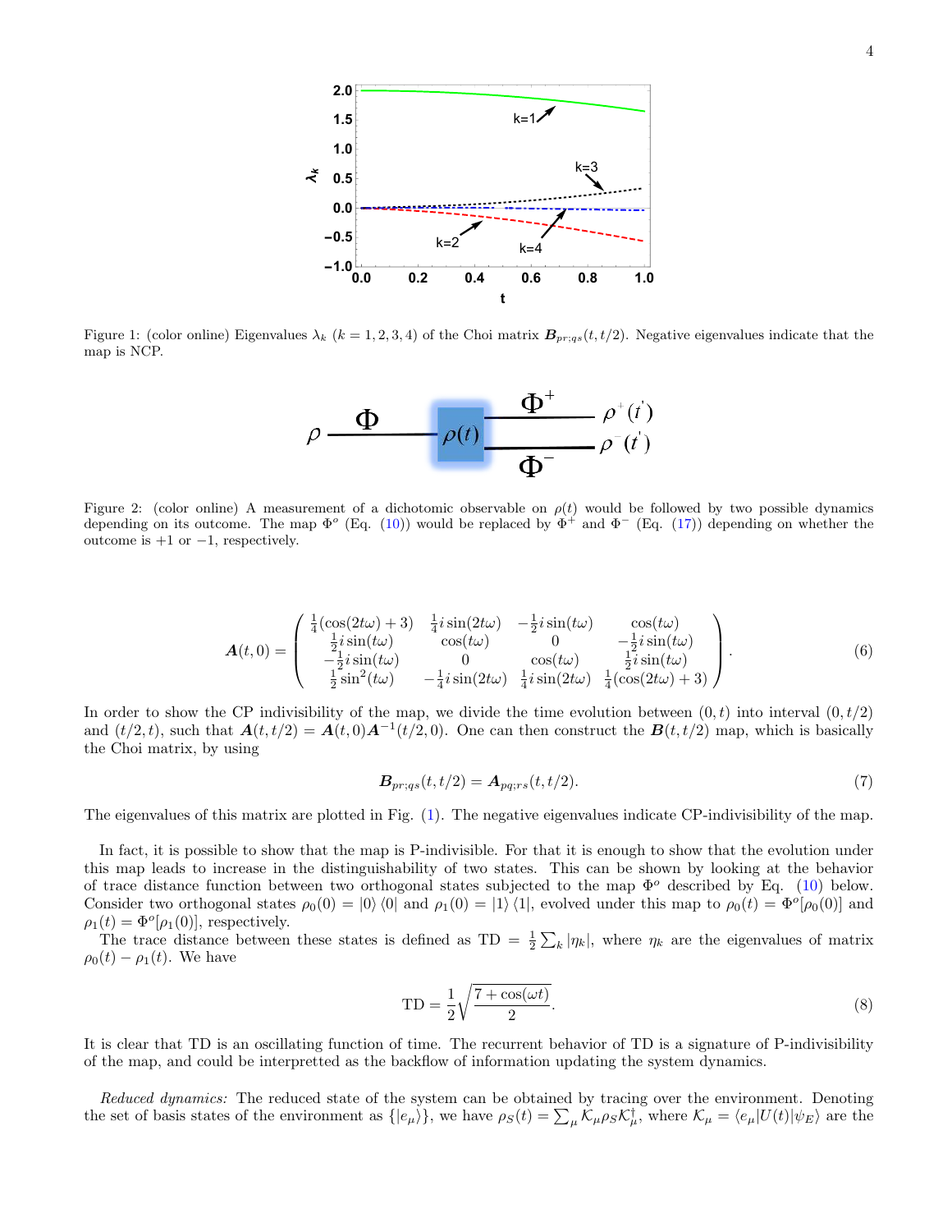Figure 1: (color online) Eigenvalues $\lambda_k$ ($k = 1, 2, 3, 4$) of the Choi matrix $\boldsymbol{B}_{pr;qs}(t, t/2)$. Negative eigenvalues indicate that the map is NCP.

Figure 2: (color online) A measurement of a dichotomic observable on $\rho(t)$ would be followed by two possible dynamics depending on its outcome. The map $\Phi^o$ (Eq. (10)) would be replaced by $\Phi^+$ and $\Phi^-$ (Eq. (17)) depending on whether the outcome is $+1$ or $-1$, respectively.

$$\boldsymbol{A}(t,0) = \begin{pmatrix} \frac{1}{4}(\cos(2t\omega)+3) & \frac{1}{4}i\sin(2t\omega) & -\frac{1}{2}i\sin(t\omega) & \cos(t\omega) \\ \frac{1}{2}i\sin(t\omega) & \cos(t\omega) & 0 & -\frac{1}{2}i\sin(t\omega) \\ -\frac{1}{2}i\sin(t\omega) & 0 & \cos(t\omega) & \frac{1}{2}i\sin(t\omega) \\ \frac{1}{2}\sin^2(t\omega) & -\frac{1}{4}i\sin(2t\omega) & \frac{1}{4}i\sin(2t\omega) & \frac{1}{4}(\cos(2t\omega)+3) \end{pmatrix}. \tag{6}$$

In order to show the CP indivisibility of the map, we divide the time evolution between $(0, t)$ into interval $(0, t/2)$ and $(t/2, t)$, such that $\boldsymbol{A}(t, t/2) = \boldsymbol{A}(t, 0)\boldsymbol{A}^{-1}(t/2, 0)$. One can then construct the $\boldsymbol{B}(t, t/2)$ map, which is basically the Choi matrix, by using

$$\boldsymbol{B}_{pr;qs}(t, t/2) = \boldsymbol{A}_{pq;rs}(t, t/2). \tag{7}$$

The eigenvalues of this matrix are plotted in Fig. (1). The negative eigenvalues indicate CP-indivisibility of the map.

In fact, it is possible to show that the map is P-indivisible. For that it is enough to show that the evolution under this map leads to increase in the distinguishability of two states. This can be shown by looking at the behavior of trace distance function between two orthogonal states subjected to the map $\Phi^o$ described by Eq. (10) below. Consider two orthogonal states $\rho_0(0) = |0\rangle\langle 0|$ and $\rho_1(0) = |1\rangle\langle 1|$, evolved under this map to $\rho_0(t) = \Phi^o[\rho_0(0)]$ and $\rho_1(t) = \Phi^o[\rho_1(0)]$, respectively.

The trace distance between these states is defined as $\text{TD} = \frac{1}{2}\sum_k |\eta_k|$, where $\eta_k$ are the eigenvalues of matrix $\rho_0(t) - \rho_1(t)$. We have

$$\text{TD} = \frac{1}{2}\sqrt{\frac{7+\cos(\omega t)}{2}}. \tag{8}$$

It is clear that TD is an oscillating function of time. The recurrent behavior of TD is a signature of P-indivisibility of the map, and could be interpretted as the backflow of information updating the system dynamics.

*Reduced dynamics:* The reduced state of the system can be obtained by tracing over the environment. Denoting the set of basis states of the environment as $\{|e_\mu\rangle\}$, we have $\rho_S(t) = \sum_\mu \mathcal{K}_\mu \rho_S \mathcal{K}_\mu^\dagger$, where $\mathcal{K}_\mu = \langle e_\mu|U(t)|\psi_E\rangle$ are the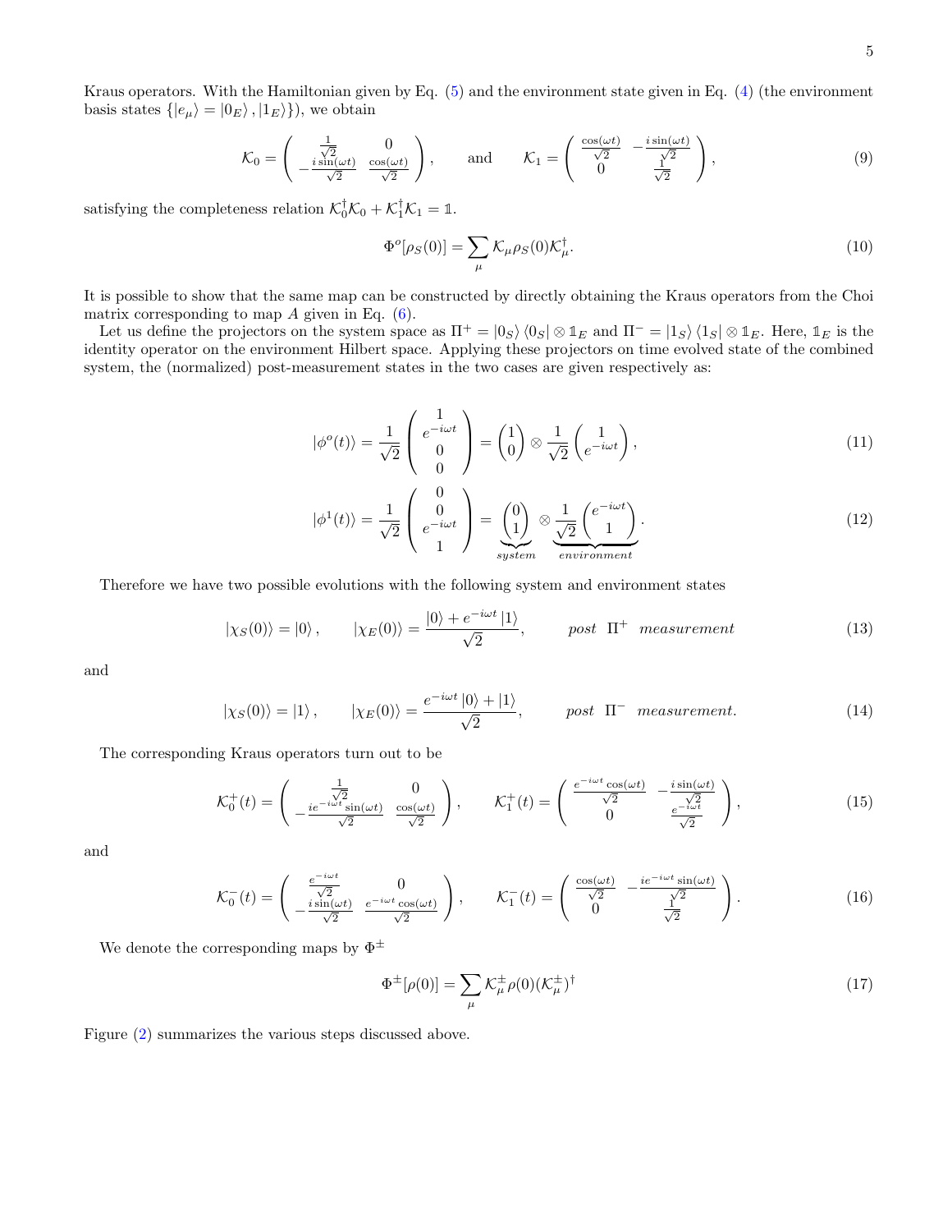Kraus operators. With the Hamiltonian given by Eq. (5) and the environment state given in Eq. (4) (the environment basis states $\{|e_\mu\rangle = |0_E\rangle, |1_E\rangle\}$), we obtain

$$\mathcal{K}_0 = \begin{pmatrix} \frac{1}{\sqrt{2}} & 0 \\ -\frac{i\sin(\omega t)}{\sqrt{2}} & \frac{\cos(\omega t)}{\sqrt{2}} \end{pmatrix}, \qquad \text{and} \qquad \mathcal{K}_1 = \begin{pmatrix} \frac{\cos(\omega t)}{\sqrt{2}} & -\frac{i\sin(\omega t)}{\sqrt{2}} \\ 0 & \frac{1}{\sqrt{2}} \end{pmatrix}, \tag{9}$$

satisfying the completeness relation $\mathcal{K}_0^\dagger \mathcal{K}_0 + \mathcal{K}_1^\dagger \mathcal{K}_1 = \mathbb{1}$.

$$\Phi^o[\rho_S(0)] = \sum_\mu \mathcal{K}_\mu \rho_S(0) \mathcal{K}_\mu^\dagger. \tag{10}$$

It is possible to show that the same map can be constructed by directly obtaining the Kraus operators from the Choi matrix corresponding to map $A$ given in Eq. (6).

Let us define the projectors on the system space as $\Pi^+ = |0_S\rangle\langle 0_S| \otimes \mathbb{1}_E$ and $\Pi^- = |1_S\rangle\langle 1_S| \otimes \mathbb{1}_E$. Here, $\mathbb{1}_E$ is the identity operator on the environment Hilbert space. Applying these projectors on time evolved state of the combined system, the (normalized) post-measurement states in the two cases are given respectively as:

$$|\phi^o(t)\rangle = \frac{1}{\sqrt{2}} \begin{pmatrix} 1 \\ e^{-i\omega t} \\ 0 \\ 0 \end{pmatrix} = \begin{pmatrix} 1 \\ 0 \end{pmatrix} \otimes \frac{1}{\sqrt{2}} \begin{pmatrix} 1 \\ e^{-i\omega t} \end{pmatrix}, \tag{11}$$

$$|\phi^1(t)\rangle = \frac{1}{\sqrt{2}} \begin{pmatrix} 0 \\ 0 \\ e^{-i\omega t} \\ 1 \end{pmatrix} = \underbrace{\begin{pmatrix} 0 \\ 1 \end{pmatrix}}_{system} \otimes \underbrace{\frac{1}{\sqrt{2}} \begin{pmatrix} e^{-i\omega t} \\ 1 \end{pmatrix}}_{environment}. \tag{12}$$

Therefore we have two possible evolutions with the following system and environment states

$$|\chi_S(0)\rangle = |0\rangle, \qquad |\chi_E(0)\rangle = \frac{|0\rangle + e^{-i\omega t}|1\rangle}{\sqrt{2}}, \qquad \textit{post } \Pi^+ \textit{ measurement} \tag{13}$$

and

$$|\chi_S(0)\rangle = |1\rangle, \qquad |\chi_E(0)\rangle = \frac{e^{-i\omega t}|0\rangle + |1\rangle}{\sqrt{2}}, \qquad \textit{post } \Pi^- \textit{ measurement.} \tag{14}$$

The corresponding Kraus operators turn out to be

$$\mathcal{K}_0^+(t) = \begin{pmatrix} \frac{1}{\sqrt{2}} & 0 \\ -\frac{ie^{-i\omega t}\sin(\omega t)}{\sqrt{2}} & \frac{\cos(\omega t)}{\sqrt{2}} \end{pmatrix}, \qquad \mathcal{K}_1^+(t) = \begin{pmatrix} \frac{e^{-i\omega t}\cos(\omega t)}{\sqrt{2}} & -\frac{i\sin(\omega t)}{\sqrt{2}} \\ 0 & \frac{e^{-i\omega t}}{\sqrt{2}} \end{pmatrix}, \tag{15}$$

and

$$\mathcal{K}_0^-(t) = \begin{pmatrix} \frac{e^{-i\omega t}}{\sqrt{2}} & 0 \\ -\frac{i\sin(\omega t)}{\sqrt{2}} & \frac{e^{-i\omega t}\cos(\omega t)}{\sqrt{2}} \end{pmatrix}, \qquad \mathcal{K}_1^-(t) = \begin{pmatrix} \frac{\cos(\omega t)}{\sqrt{2}} & -\frac{ie^{-i\omega t}\sin(\omega t)}{\sqrt{2}} \\ 0 & \frac{1}{\sqrt{2}} \end{pmatrix}. \tag{16}$$

We denote the corresponding maps by $\Phi^\pm$

$$\Phi^\pm[\rho(0)] = \sum_\mu \mathcal{K}_\mu^\pm \rho(0) (\mathcal{K}_\mu^\pm)^\dagger \tag{17}$$

Figure (2) summarizes the various steps discussed above.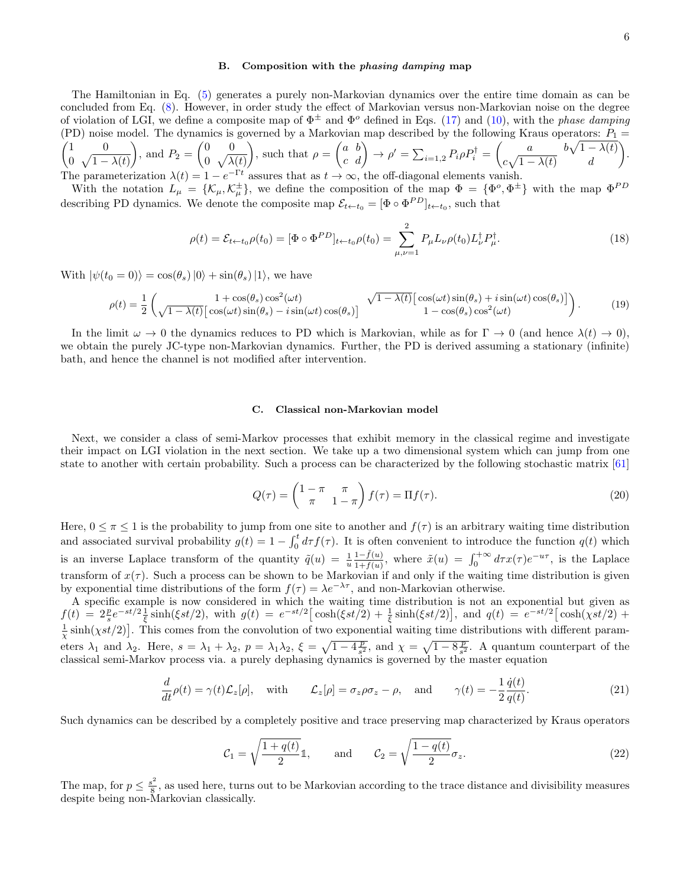### B. Composition with the *phasing damping* map

The Hamiltonian in Eq. (5) generates a purely non-Markovian dynamics over the entire time domain as can be concluded from Eq. (8). However, in order study the effect of Markovian versus non-Markovian noise on the degree of violation of LGI, we define a composite map of $\Phi^{\pm}$ and $\Phi^{o}$ defined in Eqs. (17) and (10), with the *phase damping* (PD) noise model. The dynamics is governed by a Markovian map described by the following Kraus operators: $P_1 = \begin{pmatrix} 1 & 0 \\ 0 & \sqrt{1-\lambda(t)} \end{pmatrix}$, and $P_2 = \begin{pmatrix} 0 & 0 \\ 0 & \sqrt{\lambda(t)} \end{pmatrix}$, such that $\rho = \begin{pmatrix} a & b \\ c & d \end{pmatrix} \rightarrow \rho' = \sum_{i=1,2} P_i \rho P_i^{\dagger} = \begin{pmatrix} a & b\sqrt{1-\lambda(t)} \\ c\sqrt{1-\lambda(t)} & d \end{pmatrix}$. The parameterization $\lambda(t) = 1 - e^{-\Gamma t}$ assures that as $t \rightarrow \infty$, the off-diagonal elements vanish.

With the notation $L_{\mu} = \{\mathcal{K}_{\mu}, \mathcal{K}_{\mu}^{\pm}\}$, we define the composition of the map $\Phi = \{\Phi^{o}, \Phi^{\pm}\}$ with the map $\Phi^{PD}$ describing PD dynamics. We denote the composite map $\mathcal{E}_{t \leftarrow t_0} = [\Phi \circ \Phi^{PD}]_{t \leftarrow t_0}$, such that

$$\rho(t) = \mathcal{E}_{t \leftarrow t_0} \rho(t_0) = [\Phi \circ \Phi^{PD}]_{t \leftarrow t_0} \rho(t_0) = \sum_{\mu,\nu=1}^{2} P_{\mu} L_{\nu} \rho(t_0) L_{\nu}^{\dagger} P_{\mu}^{\dagger}. \tag{18}$$

With $|\psi(t_0 = 0)\rangle = \cos(\theta_s)|0\rangle + \sin(\theta_s)|1\rangle$, we have

$$\rho(t) = \frac{1}{2} \begin{pmatrix} 1 + \cos(\theta_s)\cos^2(\omega t) & \sqrt{1-\lambda(t)}\big[\cos(\omega t)\sin(\theta_s) + i\sin(\omega t)\cos(\theta_s)\big] \\ \sqrt{1-\lambda(t)}\big[\cos(\omega t)\sin(\theta_s) - i\sin(\omega t)\cos(\theta_s)\big] & 1 - \cos(\theta_s)\cos^2(\omega t) \end{pmatrix}. \tag{19}$$

In the limit $\omega \rightarrow 0$ the dynamics reduces to PD which is Markovian, while as for $\Gamma \rightarrow 0$ (and hence $\lambda(t) \rightarrow 0$), we obtain the purely JC-type non-Markovian dynamics. Further, the PD is derived assuming a stationary (infinite) bath, and hence the channel is not modified after intervention.

### C. Classical non-Markovian model

Next, we consider a class of semi-Markov processes that exhibit memory in the classical regime and investigate their impact on LGI violation in the next section. We take up a two dimensional system which can jump from one state to another with certain probability. Such a process can be characterized by the following stochastic matrix [61]

$$Q(\tau) = \begin{pmatrix} 1-\pi & \pi \\ \pi & 1-\pi \end{pmatrix} f(\tau) = \Pi f(\tau). \tag{20}$$

Here, $0 \leq \pi \leq 1$ is the probability to jump from one site to another and $f(\tau)$ is an arbitrary waiting time distribution and associated survival probability $g(t) = 1 - \int_0^t d\tau f(\tau)$. It is often convenient to introduce the function $q(t)$ which is an inverse Laplace transform of the quantity $\tilde{q}(u) = \frac{1}{u}\frac{1-\tilde{f}(u)}{1+f(u)}$, where $\tilde{x}(u) = \int_0^{+\infty} d\tau x(\tau) e^{-u\tau}$, is the Laplace transform of $x(\tau)$. Such a process can be shown to be Markovian if and only if the waiting time distribution is given by exponential time distributions of the form $f(\tau) = \lambda e^{-\lambda\tau}$, and non-Markovian otherwise.

A specific example is now considered in which the waiting time distribution is not an exponential but given as $f(t) = 2\frac{p}{s} e^{-st/2} \frac{1}{\xi}\sinh(\xi st/2)$, with $g(t) = e^{-st/2}\big[\cosh(\xi st/2) + \frac{1}{\xi}\sinh(\xi st/2)\big]$, and $q(t) = e^{-st/2}\big[\cosh(\chi st/2) + \frac{1}{\chi}\sinh(\chi st/2)\big]$. This comes from the convolution of two exponential waiting time distributions with different parameters $\lambda_1$ and $\lambda_2$. Here, $s = \lambda_1 + \lambda_2$, $p = \lambda_1\lambda_2$, $\xi = \sqrt{1 - 4\frac{p}{s^2}}$, and $\chi = \sqrt{1 - 8\frac{p}{s^2}}$. A quantum counterpart of the classical semi-Markov process via. a purely dephasing dynamics is governed by the master equation

$$\frac{d}{dt}\rho(t) = \gamma(t)\mathcal{L}_z[\rho], \quad \text{with} \qquad \mathcal{L}_z[\rho] = \sigma_z \rho \sigma_z - \rho, \quad \text{and} \qquad \gamma(t) = -\frac{1}{2}\frac{\dot{q}(t)}{q(t)}. \tag{21}$$

Such dynamics can be described by a completely positive and trace preserving map characterized by Kraus operators

$$\mathcal{C}_1 = \sqrt{\frac{1+q(t)}{2}}\mathbb{1}, \qquad \text{and} \qquad \mathcal{C}_2 = \sqrt{\frac{1-q(t)}{2}}\sigma_z. \tag{22}$$

The map, for $p \leq \frac{s^2}{8}$, as used here, turns out to be Markovian according to the trace distance and divisibility measures despite being non-Markovian classically.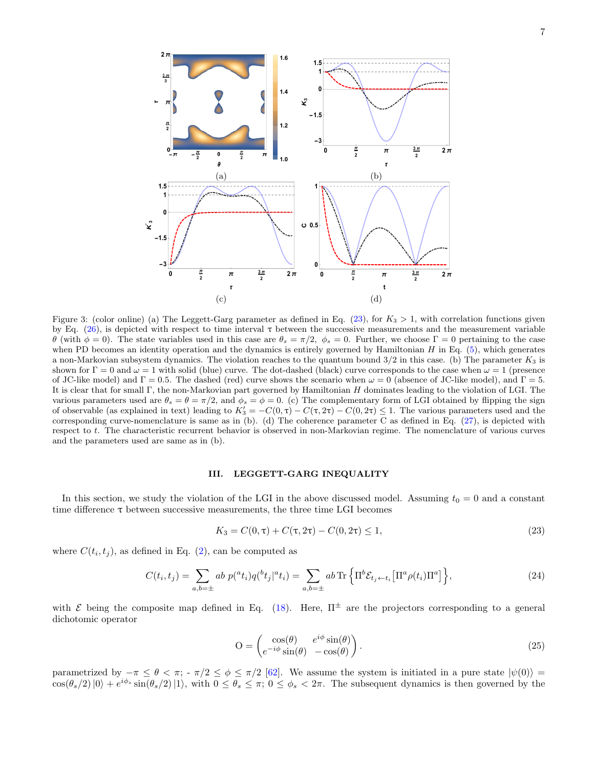Figure 3: (color online) (a) The Leggett-Garg parameter as defined in Eq. (23), for $K_3 > 1$, with correlation functions given by Eq. (26), is depicted with respect to time interval $\tau$ between the successive measurements and the measurement variable $\theta$ (with $\phi = 0$). The state variables used in this case are $\theta_s = \pi/2$, $\phi_s = 0$. Further, we choose $\Gamma = 0$ pertaining to the case when PD becomes an identity operation and the dynamics is entirely governed by Hamiltonian $H$ in Eq. (5), which generates a non-Markovian subsystem dynamics. The violation reaches to the quantum bound $3/2$ in this case. (b) The parameter $K_3$ is shown for $\Gamma = 0$ and $\omega = 1$ with solid (blue) curve. The dot-dashed (black) curve corresponds to the case when $\omega = 1$ (presence of JC-like model) and $\Gamma = 0.5$. The dashed (red) curve shows the scenario when $\omega = 0$ (absence of JC-like model), and $\Gamma = 5$. It is clear that for small $\Gamma$, the non-Markovian part governed by Hamiltonian $H$ dominates leading to the violation of LGI. The various parameters used are $\theta_s = \theta = \pi/2$, and $\phi_s = \phi = 0$. (c) The complementary form of LGI obtained by flipping the sign of observable (as explained in text) leading to $K_3' = -C(0, \tau) - C(\tau, 2\tau) - C(0, 2\tau) \leq 1$. The various parameters used and the corresponding curve-nomenclature is same as in (b). (d) The coherence parameter C as defined in Eq. (27), is depicted with respect to $t$. The characteristic recurrent behavior is observed in non-Markovian regime. The nomenclature of various curves and the parameters used are same as in (b).

## III. LEGGETT-GARG INEQUALITY

In this section, we study the violation of the LGI in the above discussed model. Assuming $t_0 = 0$ and a constant time difference $\tau$ between successive measurements, the three time LGI becomes

$$K_3 = C(0, \tau) + C(\tau, 2\tau) - C(0, 2\tau) \leq 1, \tag{23}$$

where $C(t_i, t_j)$, as defined in Eq. (2), can be computed as

$$C(t_i, t_j) = \sum_{a,b=\pm} ab\, p(^a t_i) q(^b t_j|^a t_i) = \sum_{a,b=\pm} ab \,\mathrm{Tr}\left\{ \Pi^b \mathcal{E}_{t_j \leftarrow t_i}\left[ \Pi^a \rho(t_i) \Pi^a \right] \right\}, \tag{24}$$

with $\mathcal{E}$ being the composite map defined in Eq. (18). Here, $\Pi^{\pm}$ are the projectors corresponding to a general dichotomic operator

$$\mathrm{O} = \begin{pmatrix} \cos(\theta) & e^{i\phi}\sin(\theta) \\ e^{-i\phi}\sin(\theta) & -\cos(\theta) \end{pmatrix}. \tag{25}$$

parametrized by $-\pi \leq \theta < \pi$; $-\pi/2 \leq \phi \leq \pi/2$ [62]. We assume the system is initiated in a pure state $|\psi(0)\rangle = \cos(\theta_s/2)|0\rangle + e^{i\phi_s}\sin(\theta_s/2)|1\rangle$, with $0 \leq \theta_s \leq \pi$; $0 \leq \phi_s < 2\pi$. The subsequent dynamics is then governed by the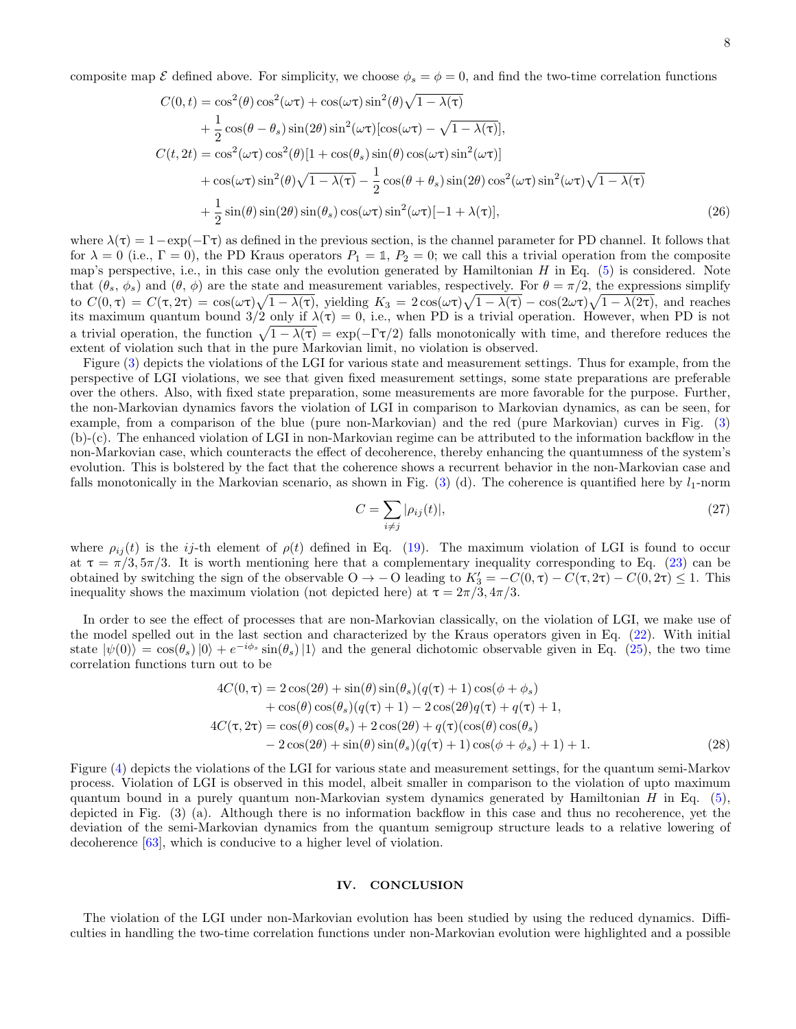composite map $\mathcal{E}$ defined above. For simplicity, we choose $\phi_s = \phi = 0$, and find the two-time correlation functions

$$
\begin{aligned}
C(0,t) &= \cos^2(\theta)\cos^2(\omega\tau) + \cos(\omega\tau)\sin^2(\theta)\sqrt{1-\lambda(\tau)} \\
&\quad + \frac{1}{2}\cos(\theta-\theta_s)\sin(2\theta)\sin^2(\omega\tau)[\cos(\omega\tau) - \sqrt{1-\lambda(\tau)}], \\
C(t,2t) &= \cos^2(\omega\tau)\cos^2(\theta)[1 + \cos(\theta_s)\sin(\theta)\cos(\omega\tau)\sin^2(\omega\tau)] \\
&\quad + \cos(\omega\tau)\sin^2(\theta)\sqrt{1-\lambda(\tau)} - \frac{1}{2}\cos(\theta+\theta_s)\sin(2\theta)\cos^2(\omega\tau)\sin^2(\omega\tau)\sqrt{1-\lambda(\tau)} \\
&\quad + \frac{1}{2}\sin(\theta)\sin(2\theta)\sin(\theta_s)\cos(\omega\tau)\sin^2(\omega\tau)[-1+\lambda(\tau)],
\end{aligned} \tag{26}
$$

where $\lambda(\tau) = 1 - \exp(-\Gamma\tau)$ as defined in the previous section, is the channel parameter for PD channel. It follows that for $\lambda = 0$ (i.e., $\Gamma = 0$), the PD Kraus operators $P_1 = \mathbb{1}$, $P_2 = 0$; we call this a trivial operation from the composite map's perspective, i.e., in this case only the evolution generated by Hamiltonian $H$ in Eq. (5) is considered. Note that $(\theta_s, \phi_s)$ and $(\theta, \phi)$ are the state and measurement variables, respectively. For $\theta = \pi/2$, the expressions simplify to $C(0,\tau) = C(\tau, 2\tau) = \cos(\omega\tau)\sqrt{1-\lambda(\tau)}$, yielding $K_3 = 2\cos(\omega\tau)\sqrt{1-\lambda(\tau)} - \cos(2\omega\tau)\sqrt{1-\lambda(2\tau)}$, and reaches its maximum quantum bound $3/2$ only if $\lambda(\tau) = 0$, i.e., when PD is a trivial operation. However, when PD is not a trivial operation, the function $\sqrt{1-\lambda(\tau)} = \exp(-\Gamma\tau/2)$ falls monotonically with time, and therefore reduces the extent of violation such that in the pure Markovian limit, no violation is observed.

Figure (3) depicts the violations of the LGI for various state and measurement settings. Thus for example, from the perspective of LGI violations, we see that given fixed measurement settings, some state preparations are preferable over the others. Also, with fixed state preparation, some measurements are more favorable for the purpose. Further, the non-Markovian dynamics favors the violation of LGI in comparison to Markovian dynamics, as can be seen, for example, from a comparison of the blue (pure non-Markovian) and the red (pure Markovian) curves in Fig. (3) (b)-(c). The enhanced violation of LGI in non-Markovian regime can be attributed to the information backflow in the non-Markovian case, which counteracts the effect of decoherence, thereby enhancing the quantumness of the system's evolution. This is bolstered by the fact that the coherence shows a recurrent behavior in the non-Markovian case and falls monotonically in the Markovian scenario, as shown in Fig. (3) (d). The coherence is quantified here by $l_1$-norm

$$
C = \sum_{i \neq j} |\rho_{ij}(t)|, \tag{27}
$$

where $\rho_{ij}(t)$ is the $ij$-th element of $\rho(t)$ defined in Eq. (19). The maximum violation of LGI is found to occur at $\tau = \pi/3, 5\pi/3$. It is worth mentioning here that a complementary inequality corresponding to Eq. (23) can be obtained by switching the sign of the observable $\mathrm{O} \to -\mathrm{O}$ leading to $K_3' = -C(0,\tau) - C(\tau, 2\tau) - C(0, 2\tau) \leq 1$. This inequality shows the maximum violation (not depicted here) at $\tau = 2\pi/3, 4\pi/3$.

In order to see the effect of processes that are non-Markovian classically, on the violation of LGI, we make use of the model spelled out in the last section and characterized by the Kraus operators given in Eq. (22). With initial state $|\psi(0)\rangle = \cos(\theta_s)|0\rangle + e^{-i\phi_s}\sin(\theta_s)|1\rangle$ and the general dichotomic observable given in Eq. (25), the two time correlation functions turn out to be

$$
\begin{aligned}
4C(0,\tau) &= 2\cos(2\theta) + \sin(\theta)\sin(\theta_s)(q(\tau)+1)\cos(\phi+\phi_s) \\
&\quad + \cos(\theta)\cos(\theta_s)(q(\tau)+1) - 2\cos(2\theta)q(\tau) + q(\tau) + 1, \\
4C(\tau,2\tau) &= \cos(\theta)\cos(\theta_s) + 2\cos(2\theta) + q(\tau)(\cos(\theta)\cos(\theta_s) \\
&\quad - 2\cos(2\theta) + \sin(\theta)\sin(\theta_s)(q(\tau)+1)\cos(\phi+\phi_s) + 1) + 1.
\end{aligned} \tag{28}
$$

Figure (4) depicts the violations of the LGI for various state and measurement settings, for the quantum semi-Markov process. Violation of LGI is observed in this model, albeit smaller in comparison to the violation of upto maximum quantum bound in a purely quantum non-Markovian system dynamics generated by Hamiltonian $H$ in Eq. (5), depicted in Fig. (3) (a). Although there is no information backflow in this case and thus no recoherence, yet the deviation of the semi-Markovian dynamics from the quantum semigroup structure leads to a relative lowering of decoherence [63], which is conducive to a higher level of violation.

## IV. CONCLUSION

The violation of the LGI under non-Markovian evolution has been studied by using the reduced dynamics. Difficulties in handling the two-time correlation functions under non-Markovian evolution were highlighted and a possible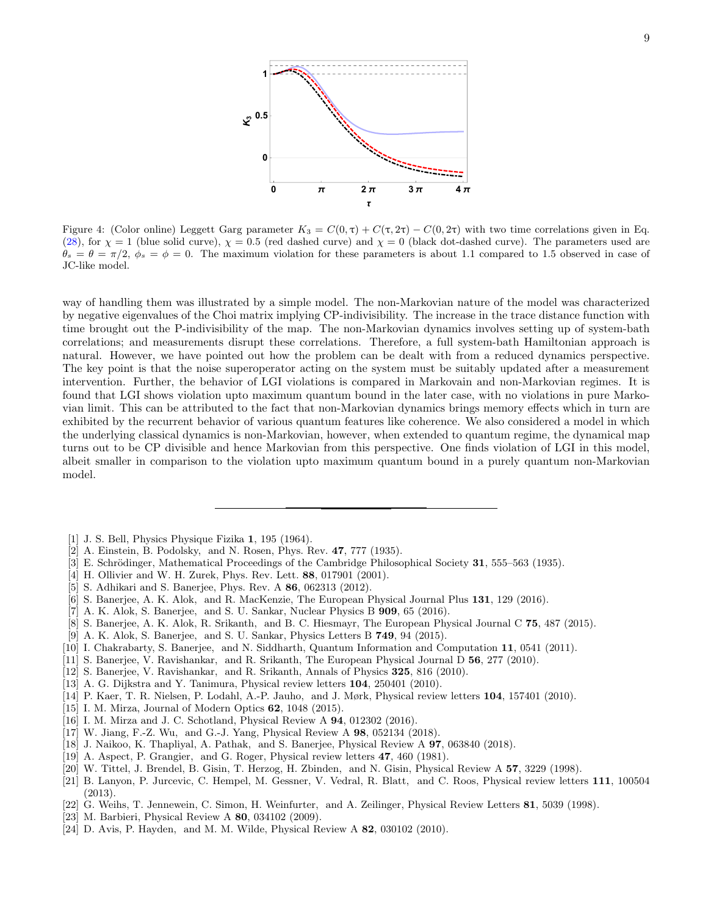Figure 4: (Color online) Leggett Garg parameter $K_3 = C(0,\tau) + C(\tau, 2\tau) - C(0, 2\tau)$ with two time correlations given in Eq. (28), for $\chi = 1$ (blue solid curve), $\chi = 0.5$ (red dashed curve) and $\chi = 0$ (black dot-dashed curve). The parameters used are $\theta_s = \theta = \pi/2$, $\phi_s = \phi = 0$. The maximum violation for these parameters is about 1.1 compared to 1.5 observed in case of JC-like model.

way of handling them was illustrated by a simple model. The non-Markovian nature of the model was characterized by negative eigenvalues of the Choi matrix implying CP-indivisibility. The increase in the trace distance function with time brought out the P-indivisibility of the map. The non-Markovian dynamics involves setting up of system-bath correlations; and measurements disrupt these correlations. Therefore, a full system-bath Hamiltonian approach is natural. However, we have pointed out how the problem can be dealt with from a reduced dynamics perspective. The key point is that the noise superoperator acting on the system must be suitably updated after a measurement intervention. Further, the behavior of LGI violations is compared in Markovain and non-Markovian regimes. It is found that LGI shows violation upto maximum quantum bound in the later case, with no violations in pure Markovian limit. This can be attributed to the fact that non-Markovian dynamics brings memory effects which in turn are exhibited by the recurrent behavior of various quantum features like coherence. We also considered a model in which the underlying classical dynamics is non-Markovian, however, when extended to quantum regime, the dynamical map turns out to be CP divisible and hence Markovian from this perspective. One finds violation of LGI in this model, albeit smaller in comparison to the violation upto maximum quantum bound in a purely quantum non-Markovian model.

---

[1] J. S. Bell, Physics Physique Fizika **1**, 195 (1964).
[2] A. Einstein, B. Podolsky, and N. Rosen, Phys. Rev. **47**, 777 (1935).
[3] E. Schrödinger, Mathematical Proceedings of the Cambridge Philosophical Society **31**, 555–563 (1935).
[4] H. Ollivier and W. H. Zurek, Phys. Rev. Lett. **88**, 017901 (2001).
[5] S. Adhikari and S. Banerjee, Phys. Rev. A **86**, 062313 (2012).
[6] S. Banerjee, A. K. Alok, and R. MacKenzie, The European Physical Journal Plus **131**, 129 (2016).
[7] A. K. Alok, S. Banerjee, and S. U. Sankar, Nuclear Physics B **909**, 65 (2016).
[8] S. Banerjee, A. K. Alok, R. Srikanth, and B. C. Hiesmayr, The European Physical Journal C **75**, 487 (2015).
[9] A. K. Alok, S. Banerjee, and S. U. Sankar, Physics Letters B **749**, 94 (2015).
[10] I. Chakrabarty, S. Banerjee, and N. Siddharth, Quantum Information and Computation **11**, 0541 (2011).
[11] S. Banerjee, V. Ravishankar, and R. Srikanth, The European Physical Journal D **56**, 277 (2010).
[12] S. Banerjee, V. Ravishankar, and R. Srikanth, Annals of Physics **325**, 816 (2010).
[13] A. G. Dijkstra and Y. Tanimura, Physical review letters **104**, 250401 (2010).
[14] P. Kaer, T. R. Nielsen, P. Lodahl, A.-P. Jauho, and J. Mørk, Physical review letters **104**, 157401 (2010).
[15] I. M. Mirza, Journal of Modern Optics **62**, 1048 (2015).
[16] I. M. Mirza and J. C. Schotland, Physical Review A **94**, 012302 (2016).
[17] W. Jiang, F.-Z. Wu, and G.-J. Yang, Physical Review A **98**, 052134 (2018).
[18] J. Naikoo, K. Thapliyal, A. Pathak, and S. Banerjee, Physical Review A **97**, 063840 (2018).
[19] A. Aspect, P. Grangier, and G. Roger, Physical review letters **47**, 460 (1981).
[20] W. Tittel, J. Brendel, B. Gisin, T. Herzog, H. Zbinden, and N. Gisin, Physical Review A **57**, 3229 (1998).
[21] B. Lanyon, P. Jurcevic, C. Hempel, M. Gessner, V. Vedral, R. Blatt, and C. Roos, Physical review letters **111**, 100504 (2013).
[22] G. Weihs, T. Jennewein, C. Simon, H. Weinfurter, and A. Zeilinger, Physical Review Letters **81**, 5039 (1998).
[23] M. Barbieri, Physical Review A **80**, 034102 (2009).
[24] D. Avis, P. Hayden, and M. M. Wilde, Physical Review A **82**, 030102 (2010).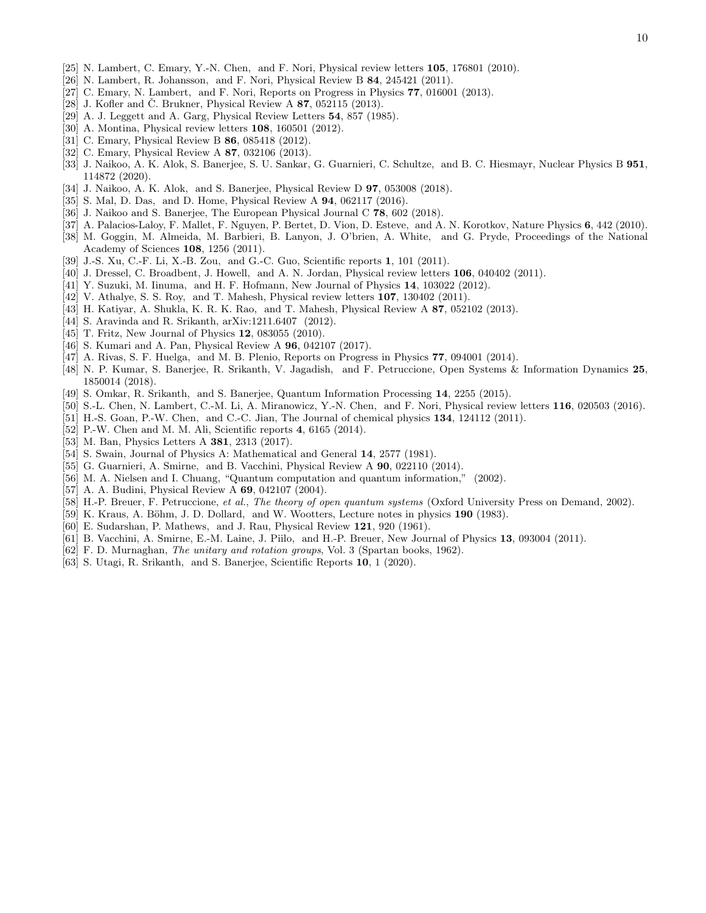[25] N. Lambert, C. Emary, Y.-N. Chen, and F. Nori, Physical review letters **105**, 176801 (2010).
[26] N. Lambert, R. Johansson, and F. Nori, Physical Review B **84**, 245421 (2011).
[27] C. Emary, N. Lambert, and F. Nori, Reports on Progress in Physics **77**, 016001 (2013).
[28] J. Kofler and Č. Brukner, Physical Review A **87**, 052115 (2013).
[29] A. J. Leggett and A. Garg, Physical Review Letters **54**, 857 (1985).
[30] A. Montina, Physical review letters **108**, 160501 (2012).
[31] C. Emary, Physical Review B **86**, 085418 (2012).
[32] C. Emary, Physical Review A **87**, 032106 (2013).
[33] J. Naikoo, A. K. Alok, S. Banerjee, S. U. Sankar, G. Guarnieri, C. Schultze, and B. C. Hiesmayr, Nuclear Physics B **951**, 114872 (2020).
[34] J. Naikoo, A. K. Alok, and S. Banerjee, Physical Review D **97**, 053008 (2018).
[35] S. Mal, D. Das, and D. Home, Physical Review A **94**, 062117 (2016).
[36] J. Naikoo and S. Banerjee, The European Physical Journal C **78**, 602 (2018).
[37] A. Palacios-Laloy, F. Mallet, F. Nguyen, P. Bertet, D. Vion, D. Esteve, and A. N. Korotkov, Nature Physics **6**, 442 (2010).
[38] M. Goggin, M. Almeida, M. Barbieri, B. Lanyon, J. O'brien, A. White, and G. Pryde, Proceedings of the National Academy of Sciences **108**, 1256 (2011).
[39] J.-S. Xu, C.-F. Li, X.-B. Zou, and G.-C. Guo, Scientific reports **1**, 101 (2011).
[40] J. Dressel, C. Broadbent, J. Howell, and A. N. Jordan, Physical review letters **106**, 040402 (2011).
[41] Y. Suzuki, M. Iinuma, and H. F. Hofmann, New Journal of Physics **14**, 103022 (2012).
[42] V. Athalye, S. S. Roy, and T. Mahesh, Physical review letters **107**, 130402 (2011).
[43] H. Katiyar, A. Shukla, K. R. K. Rao, and T. Mahesh, Physical Review A **87**, 052102 (2013).
[44] S. Aravinda and R. Srikanth, arXiv:1211.6407 (2012).
[45] T. Fritz, New Journal of Physics **12**, 083055 (2010).
[46] S. Kumari and A. Pan, Physical Review A **96**, 042107 (2017).
[47] A. Rivas, S. F. Huelga, and M. B. Plenio, Reports on Progress in Physics **77**, 094001 (2014).
[48] N. P. Kumar, S. Banerjee, R. Srikanth, V. Jagadish, and F. Petruccione, Open Systems & Information Dynamics **25**, 1850014 (2018).
[49] S. Omkar, R. Srikanth, and S. Banerjee, Quantum Information Processing **14**, 2255 (2015).
[50] S.-L. Chen, N. Lambert, C.-M. Li, A. Miranowicz, Y.-N. Chen, and F. Nori, Physical review letters **116**, 020503 (2016).
[51] H.-S. Goan, P.-W. Chen, and C.-C. Jian, The Journal of chemical physics **134**, 124112 (2011).
[52] P.-W. Chen and M. M. Ali, Scientific reports **4**, 6165 (2014).
[53] M. Ban, Physics Letters A **381**, 2313 (2017).
[54] S. Swain, Journal of Physics A: Mathematical and General **14**, 2577 (1981).
[55] G. Guarnieri, A. Smirne, and B. Vacchini, Physical Review A **90**, 022110 (2014).
[56] M. A. Nielsen and I. Chuang, "Quantum computation and quantum information," (2002).
[57] A. A. Budini, Physical Review A **69**, 042107 (2004).
[58] H.-P. Breuer, F. Petruccione, *et al.*, *The theory of open quantum systems* (Oxford University Press on Demand, 2002).
[59] K. Kraus, A. Böhm, J. D. Dollard, and W. Wootters, Lecture notes in physics **190** (1983).
[60] E. Sudarshan, P. Mathews, and J. Rau, Physical Review **121**, 920 (1961).
[61] B. Vacchini, A. Smirne, E.-M. Laine, J. Piilo, and H.-P. Breuer, New Journal of Physics **13**, 093004 (2011).
[62] F. D. Murnaghan, *The unitary and rotation groups*, Vol. 3 (Spartan books, 1962).
[63] S. Utagi, R. Srikanth, and S. Banerjee, Scientific Reports **10**, 1 (2020).